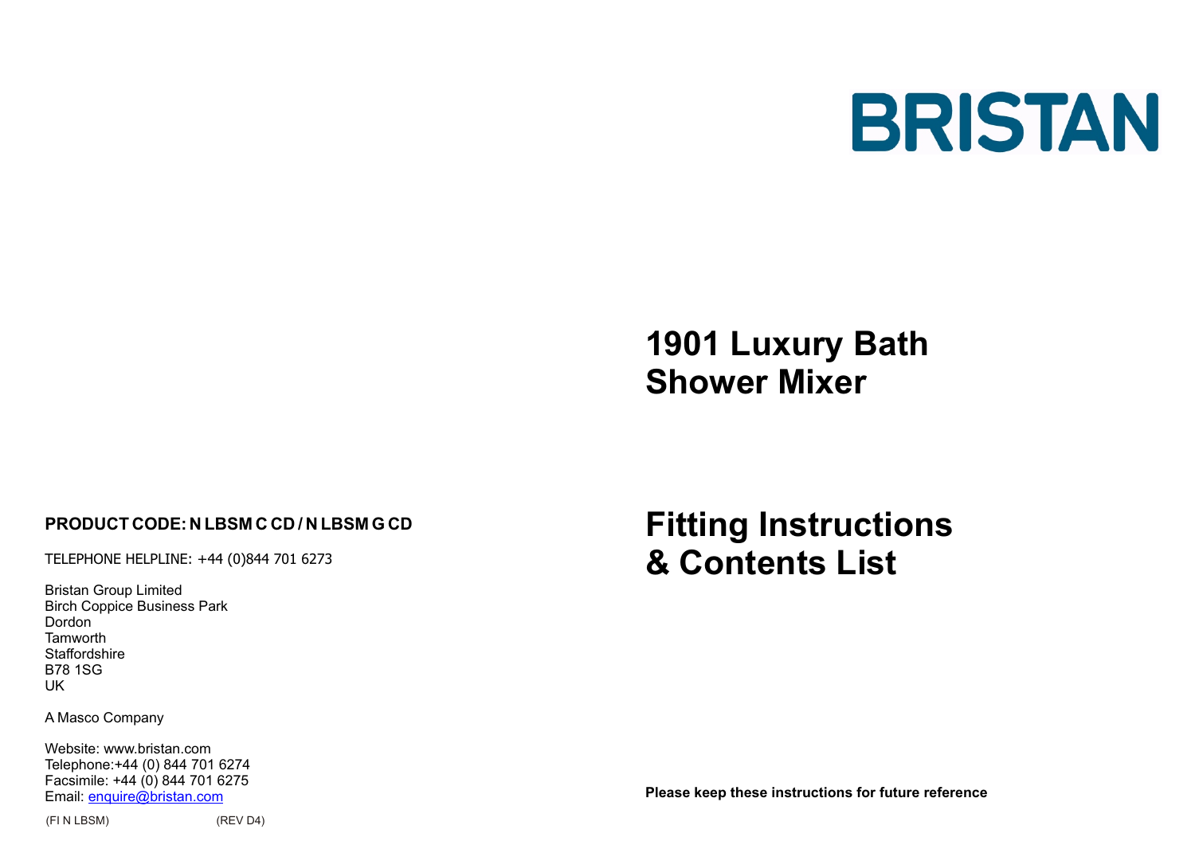# BRISTAN

# 1901 Luxury Bath Shower Mixer

# Fitting Instructions & Contents List

**PRODUCT CODE: N LBSM C CD / N LBSM G CD**

TELEPHONE HELPLINE: +44 (0)844 701 6273

Bristan Group Limited
Birch Coppice Business Park
Dordon
Tamworth
Staffordshire
B78 1SG
UK

A Masco Company

Website: www.bristan.com
Telephone:+44 (0) 844 701 6274
Facsimile: +44 (0) 844 701 6275
Email: enquire@bristan.com

(FI N LBSM) (REV D4)

**Please keep these instructions for future reference**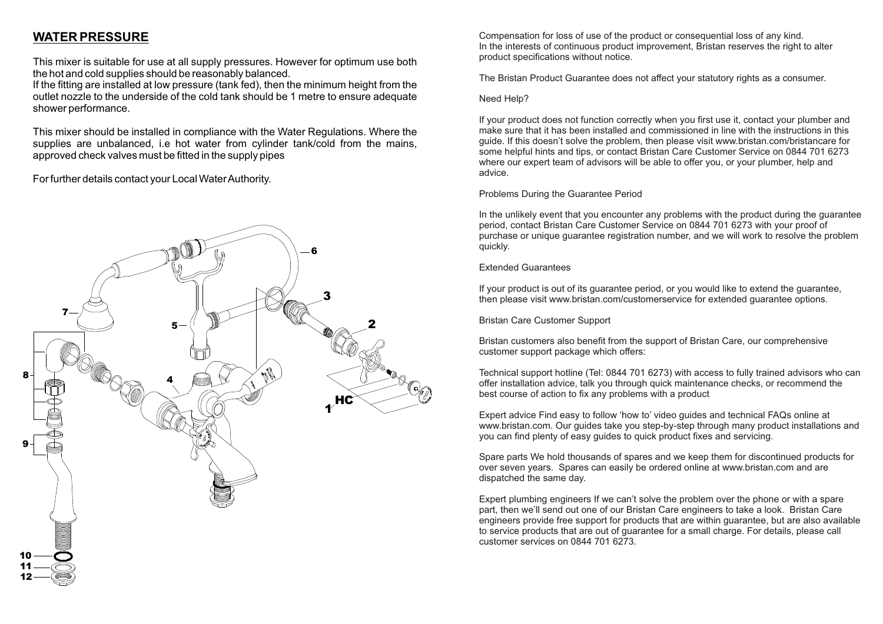## WATER PRESSURE

This mixer is suitable for use at all supply pressures. However for optimum use both the hot and cold supplies should be reasonably balanced.
If the fitting are installed at low pressure (tank fed), then the minimum height from the outlet nozzle to the underside of the cold tank should be 1 metre to ensure adequate shower performance.

This mixer should be installed in compliance with the Water Regulations. Where the supplies are unbalanced, i.e hot water from cylinder tank/cold from the mains, approved check valves must be fitted in the supply pipes

For further details contact your Local Water Authority.

Compensation for loss of use of the product or consequential loss of any kind.
In the interests of continuous product improvement, Bristan reserves the right to alter product specifications without notice.

The Bristan Product Guarantee does not affect your statutory rights as a consumer.

Need Help?

If your product does not function correctly when you first use it, contact your plumber and make sure that it has been installed and commissioned in line with the instructions in this guide. If this doesn't solve the problem, then please visit www.bristan.com/bristancare for some helpful hints and tips, or contact Bristan Care Customer Service on 0844 701 6273 where our expert team of advisors will be able to offer you, or your plumber, help and advice.

Problems During the Guarantee Period

In the unlikely event that you encounter any problems with the product during the guarantee period, contact Bristan Care Customer Service on 0844 701 6273 with your proof of purchase or unique guarantee registration number, and we will work to resolve the problem quickly.

Extended Guarantees

If your product is out of its guarantee period, or you would like to extend the guarantee, then please visit www.bristan.com/customerservice for extended guarantee options.

Bristan Care Customer Support

Bristan customers also benefit from the support of Bristan Care, our comprehensive customer support package which offers:

Technical support hotline (Tel: 0844 701 6273) with access to fully trained advisors who can offer installation advice, talk you through quick maintenance checks, or recommend the best course of action to fix any problems with a product

Expert advice Find easy to follow 'how to' video guides and technical FAQs online at www.bristan.com. Our guides take you step-by-step through many product installations and you can find plenty of easy guides to quick product fixes and servicing.

Spare parts We hold thousands of spares and we keep them for discontinued products for over seven years. Spares can easily be ordered online at www.bristan.com and are dispatched the same day.

Expert plumbing engineers If we can't solve the problem over the phone or with a spare part, then we'll send out one of our Bristan Care engineers to take a look. Bristan Care engineers provide free support for products that are within guarantee, but are also available to service products that are out of guarantee for a small charge. For details, please call customer services on 0844 701 6273.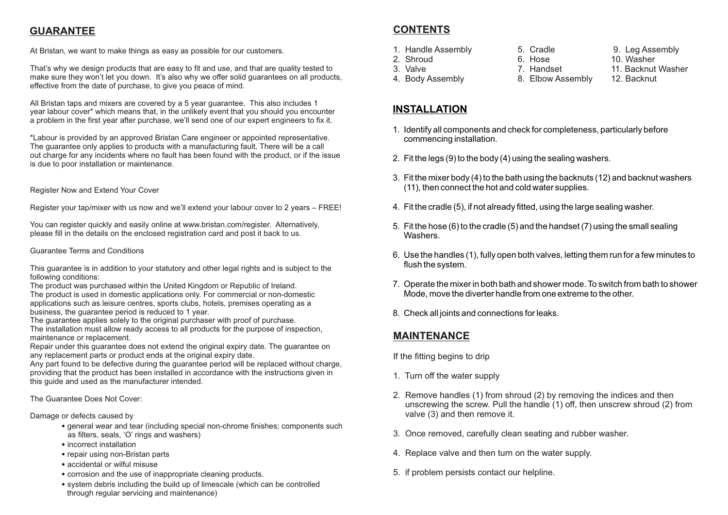## GUARANTEE

At Bristan, we want to make things as easy as possible for our customers.

That's why we design products that are easy to fit and use, and that are quality tested to make sure they won't let you down. It's also why we offer solid guarantees on all products, effective from the date of purchase, to give you peace of mind.

All Bristan taps and mixers are covered by a 5 year guarantee. This also includes 1 year labour cover* which means that, in the unlikely event that you should you encounter a problem in the first year after purchase, we'll send one of our expert engineers to fix it.

*Labour is provided by an approved Bristan Care engineer or appointed representative. The guarantee only applies to products with a manufacturing fault. There will be a call out charge for any incidents where no fault has been found with the product, or if the issue is due to poor installation or maintenance.

Register Now and Extend Your Cover

Register your tap/mixer with us now and we'll extend your labour cover to 2 years – FREE!

You can register quickly and easily online at www.bristan.com/register. Alternatively, please fill in the details on the enclosed registration card and post it back to us.

Guarantee Terms and Conditions

This guarantee is in addition to your statutory and other legal rights and is subject to the following conditions:
The product was purchased within the United Kingdom or Republic of Ireland.
The product is used in domestic applications only. For commercial or non-domestic applications such as leisure centres, sports clubs, hotels, premises operating as a business, the guarantee period is reduced to 1 year.
The guarantee applies solely to the original purchaser with proof of purchase.
The installation must allow ready access to all products for the purpose of inspection, maintenance or replacement.
Repair under this guarantee does not extend the original expiry date. The guarantee on any replacement parts or product ends at the original expiry date.
Any part found to be defective during the guarantee period will be replaced without charge, providing that the product has been installed in accordance with the instructions given in this guide and used as the manufacturer intended.

The Guarantee Does Not Cover:

Damage or defects caused by

- general wear and tear (including special non-chrome finishes; components such as filters, seals, 'O' rings and washers)
- incorrect installation
- repair using non-Bristan parts
- accidental or wilful misuse
- corrosion and the use of inappropriate cleaning products.
- system debris including the build up of limescale (which can be controlled through regular servicing and maintenance)

## CONTENTS

1. Handle Assembly
2. Shroud
3. Valve
4. Body Assembly
5. Cradle
6. Hose
7. Handset
8. Elbow Assembly
9. Leg Assembly
10. Washer
11. Backnut Washer
12. Backnut

## INSTALLATION

1. Identify all components and check for completeness, particularly before commencing installation.
2. Fit the legs (9) to the body (4) using the sealing washers.
3. Fit the mixer body (4) to the bath using the backnuts (12) and backnut washers (11), then connect the hot and cold water supplies.
4. Fit the cradle (5), if not already fitted, using the large sealing washer.
5. Fit the hose (6) to the cradle (5) and the handset (7) using the small sealing Washers.
6. Use the handles (1), fully open both valves, letting them run for a few minutes to flush the system.
7. Operate the mixer in both bath and shower mode. To switch from bath to shower Mode, move the diverter handle from one extreme to the other.
8. Check all joints and connections for leaks.

## MAINTENANCE

If the fitting begins to drip

1. Turn off the water supply
2. Remove handles (1) from shroud (2) by removing the indices and then unscrewing the screw. Pull the handle (1) off, then unscrew shroud (2) from valve (3) and then remove it.
3. Once removed, carefully clean seating and rubber washer.
4. Replace valve and then turn on the water supply.
5. if problem persists contact our helpline.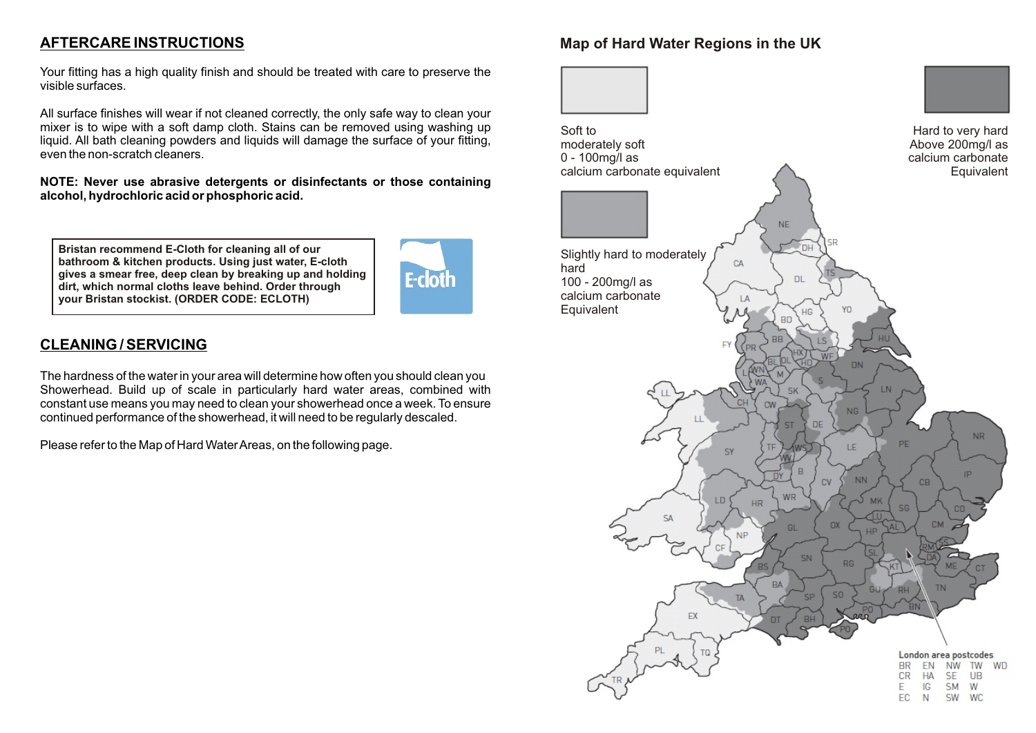## AFTERCARE INSTRUCTIONS

Your fitting has a high quality finish and should be treated with care to preserve the visible surfaces.

All surface finishes will wear if not cleaned correctly, the only safe way to clean your mixer is to wipe with a soft damp cloth. Stains can be removed using washing up liquid. All bath cleaning powders and liquids will damage the surface of your fitting, even the non-scratch cleaners.

**NOTE: Never use abrasive detergents or disinfectants or those containing alcohol, hydrochloric acid or phosphoric acid.**

**Bristan recommend E-Cloth for cleaning all of our bathroom & kitchen products. Using just water, E-cloth gives a smear free, deep clean by breaking up and holding dirt, which normal cloths leave behind. Order through your Bristan stockist. (ORDER CODE: ECLOTH)**

E-cloth

## CLEANING / SERVICING

The hardness of the water in your area will determine how often you should clean you Showerhead. Build up of scale in particularly hard water areas, combined with constant use means you may need to clean your showerhead once a week. To ensure continued performance of the showerhead, it will need to be regularly descaled.

Please refer to the Map of Hard Water Areas, on the following page.

## Map of Hard Water Regions in the UK

Soft to moderately soft
0 - 100mg/l as calcium carbonate equivalent

Slightly hard to moderately hard
100 - 200mg/l as calcium carbonate Equivalent

Hard to very hard
Above 200mg/l as calcium carbonate Equivalent

NE SR DH CA TS DL LA YO HG BD BB LS HU FY PR HX WF BL OL HD DN WN M L WA S LN SK LL CH CW NG ST DE LL NR SY TF WS LE PE WV B DY CV NN IP CB LD HR WR MK SG CO LU SA AL CM NP HP GL OX SS CF RM DA SL BS SN RG ME CT KT BA GU RH TN TA SP SO BN PO DT BH PO EX PL TQ TR

London area postcodes
BR EN NW TW WD
CR HA SE UB
E IG SM W
EC N SW WC